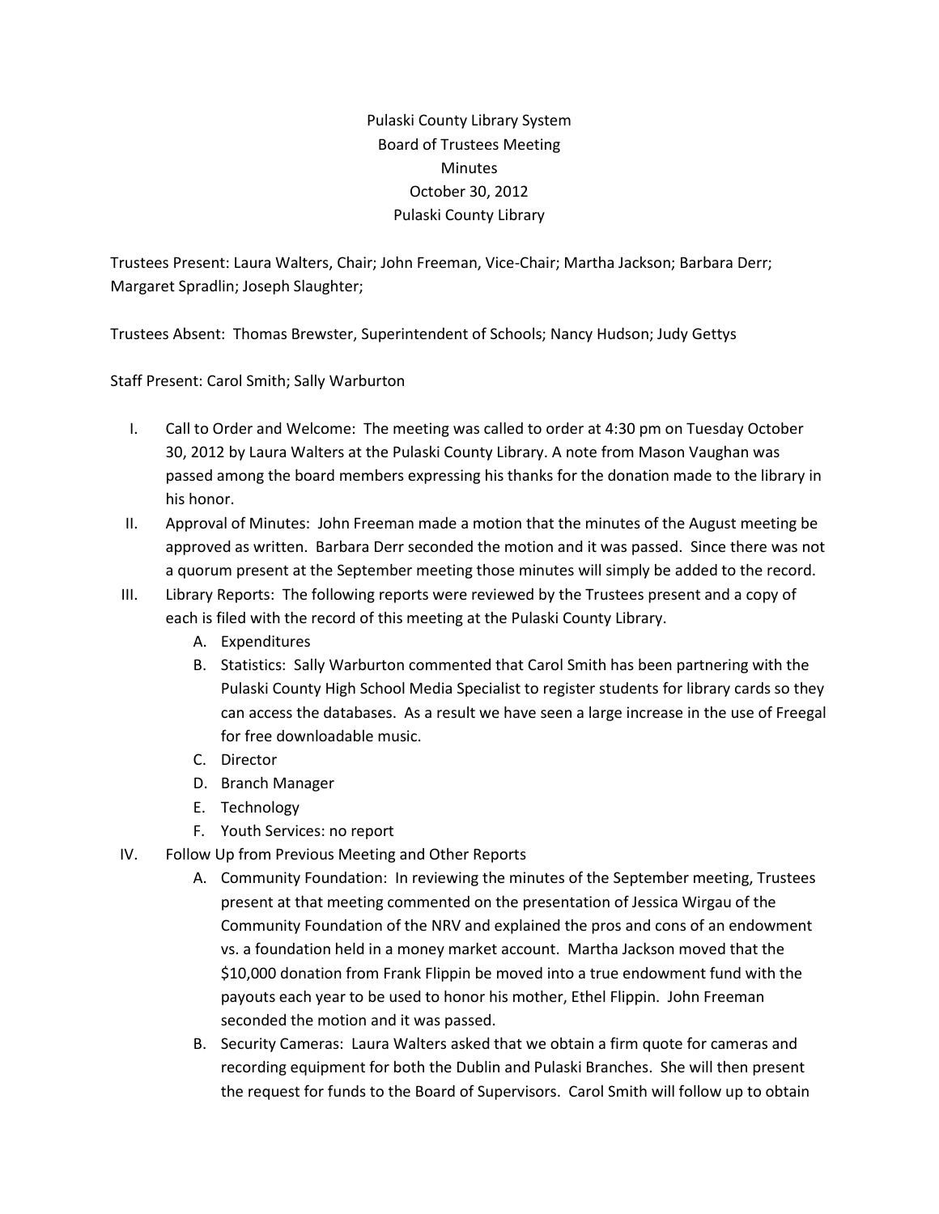# Pulaski County Library System
## Board of Trustees Meeting
## Minutes
## October 30, 2012
## Pulaski County Library

Trustees Present: Laura Walters, Chair; John Freeman, Vice-Chair; Martha Jackson; Barbara Derr; Margaret Spradlin; Joseph Slaughter;

Trustees Absent: Thomas Brewster, Superintendent of Schools; Nancy Hudson; Judy Gettys

Staff Present: Carol Smith; Sally Warburton

I. Call to Order and Welcome: The meeting was called to order at 4:30 pm on Tuesday October 30, 2012 by Laura Walters at the Pulaski County Library. A note from Mason Vaughan was passed among the board members expressing his thanks for the donation made to the library in his honor.

II. Approval of Minutes: John Freeman made a motion that the minutes of the August meeting be approved as written. Barbara Derr seconded the motion and it was passed. Since there was not a quorum present at the September meeting those minutes will simply be added to the record.

III. Library Reports: The following reports were reviewed by the Trustees present and a copy of each is filed with the record of this meeting at the Pulaski County Library.
   - A. Expenditures
   - B. Statistics: Sally Warburton commented that Carol Smith has been partnering with the Pulaski County High School Media Specialist to register students for library cards so they can access the databases. As a result we have seen a large increase in the use of Freegal for free downloadable music.
   - C. Director
   - D. Branch Manager
   - E. Technology
   - F. Youth Services: no report

IV. Follow Up from Previous Meeting and Other Reports
   - A. Community Foundation: In reviewing the minutes of the September meeting, Trustees present at that meeting commented on the presentation of Jessica Wirgau of the Community Foundation of the NRV and explained the pros and cons of an endowment vs. a foundation held in a money market account. Martha Jackson moved that the $10,000 donation from Frank Flippin be moved into a true endowment fund with the payouts each year to be used to honor his mother, Ethel Flippin. John Freeman seconded the motion and it was passed.
   - B. Security Cameras: Laura Walters asked that we obtain a firm quote for cameras and recording equipment for both the Dublin and Pulaski Branches. She will then present the request for funds to the Board of Supervisors. Carol Smith will follow up to obtain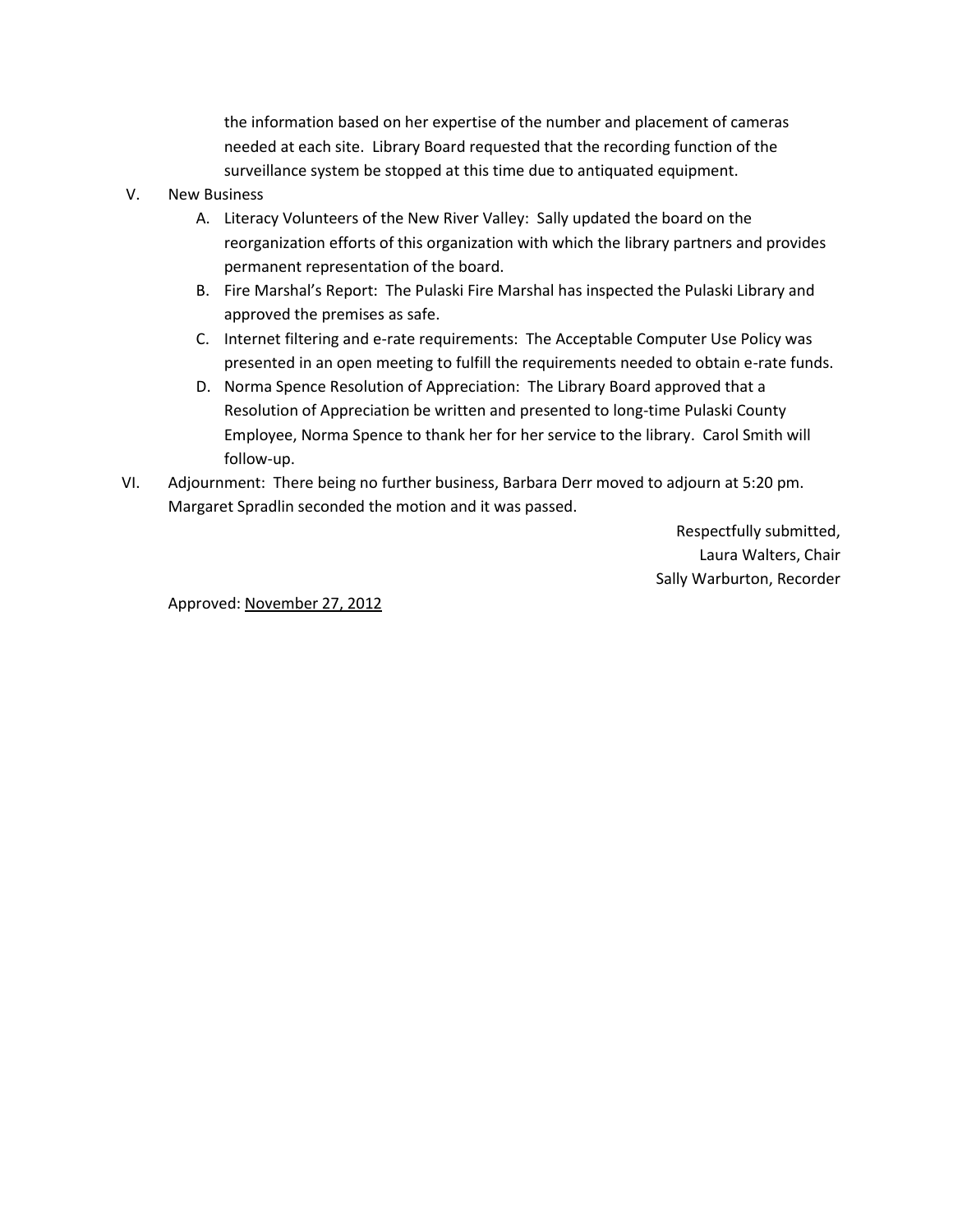the information based on her expertise of the number and placement of cameras needed at each site. Library Board requested that the recording function of the surveillance system be stopped at this time due to antiquated equipment.

V. New Business

   A. Literacy Volunteers of the New River Valley: Sally updated the board on the reorganization efforts of this organization with which the library partners and provides permanent representation of the board.
   B. Fire Marshal's Report: The Pulaski Fire Marshal has inspected the Pulaski Library and approved the premises as safe.
   C. Internet filtering and e-rate requirements: The Acceptable Computer Use Policy was presented in an open meeting to fulfill the requirements needed to obtain e-rate funds.
   D. Norma Spence Resolution of Appreciation: The Library Board approved that a Resolution of Appreciation be written and presented to long-time Pulaski County Employee, Norma Spence to thank her for her service to the library. Carol Smith will follow-up.

VI. Adjournment: There being no further business, Barbara Derr moved to adjourn at 5:20 pm. Margaret Spradlin seconded the motion and it was passed.

Respectfully submitted,
Laura Walters, Chair
Sally Warburton, Recorder

Approved: November 27, 2012